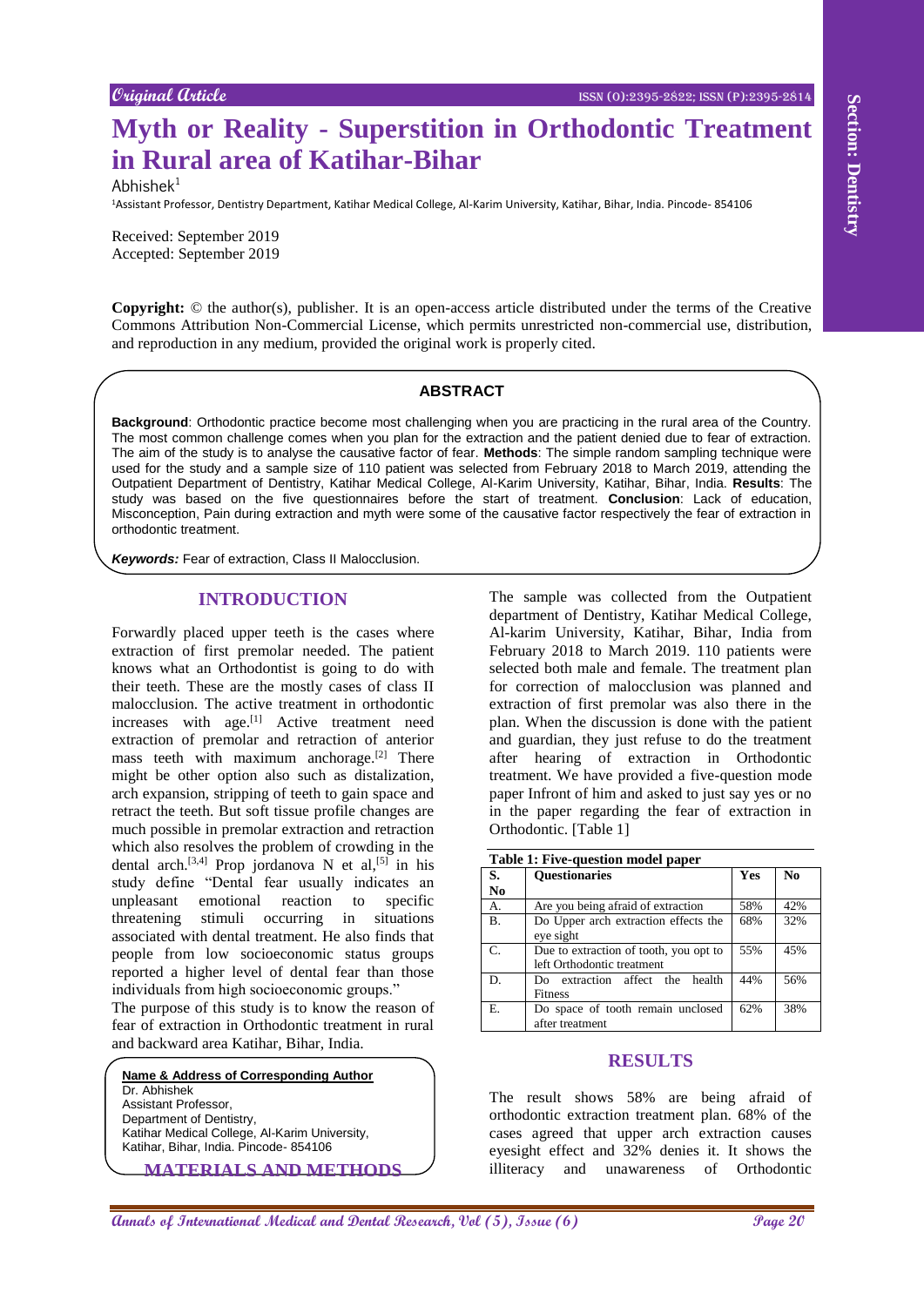Original Article

ISSN (O):2395-2822; ISSN (P):2395-2814

# Myth or Reality - Superstition in Orthodontic Treatment in Rural area of Katihar-Bihar

Abhishek[1]

[1]Assistant Professor, Dentistry Department, Katihar Medical College, Al-Karim University, Katihar, Bihar, India. Pincode- 854106

Received: September 2019
Accepted: September 2019

**Copyright:** © the author(s), publisher. It is an open-access article distributed under the terms of the Creative Commons Attribution Non-Commercial License, which permits unrestricted non-commercial use, distribution, and reproduction in any medium, provided the original work is properly cited.

## ABSTRACT

**Background**: Orthodontic practice become most challenging when you are practicing in the rural area of the Country. The most common challenge comes when you plan for the extraction and the patient denied due to fear of extraction. The aim of the study is to analyse the causative factor of fear. **Methods**: The simple random sampling technique were used for the study and a sample size of 110 patient was selected from February 2018 to March 2019, attending the Outpatient Department of Dentistry, Katihar Medical College, Al-Karim University, Katihar, Bihar, India. **Results**: The study was based on the five questionnaires before the start of treatment. **Conclusion**: Lack of education, Misconception, Pain during extraction and myth were some of the causative factor respectively the fear of extraction in orthodontic treatment.

***Keywords:*** Fear of extraction, Class II Malocclusion.

## INTRODUCTION

Forwardly placed upper teeth is the cases where extraction of first premolar needed. The patient knows what an Orthodontist is going to do with their teeth. These are the mostly cases of class II malocclusion. The active treatment in orthodontic increases with age.[1] Active treatment need extraction of premolar and retraction of anterior mass teeth with maximum anchorage.[2] There might be other option also such as distalization, arch expansion, stripping of teeth to gain space and retract the teeth. But soft tissue profile changes are much possible in premolar extraction and retraction which also resolves the problem of crowding in the dental arch.[3,4] Prop jordanova N et al,[5] in his study define "Dental fear usually indicates an unpleasant emotional reaction to specific threatening stimuli occurring in situations associated with dental treatment. He also finds that people from low socioeconomic status groups reported a higher level of dental fear than those individuals from high socioeconomic groups."

The purpose of this study is to know the reason of fear of extraction in Orthodontic treatment in rural and backward area Katihar, Bihar, India.

**Name & Address of Corresponding Author**
Dr. Abhishek
Assistant Professor,
Department of Dentistry,
Katihar Medical College, Al-Karim University,
Katihar, Bihar, India. Pincode- 854106

## MATERIALS AND METHODS

The sample was collected from the Outpatient department of Dentistry, Katihar Medical College, Al-karim University, Katihar, Bihar, India from February 2018 to March 2019. 110 patients were selected both male and female. The treatment plan for correction of malocclusion was planned and extraction of first premolar was also there in the plan. When the discussion is done with the patient and guardian, they just refuse to do the treatment after hearing of extraction in Orthodontic treatment. We have provided a five-question mode paper Infront of him and asked to just say yes or no in the paper regarding the fear of extraction in Orthodontic. [Table 1]

**Table 1: Five-question model paper**

| S. No | Questionaries | Yes | No |
|---|---|---|---|
| A. | Are you being afraid of extraction | 58% | 42% |
| B. | Do Upper arch extraction effects the eye sight | 68% | 32% |
| C. | Due to extraction of tooth, you opt to left Orthodontic treatment | 55% | 45% |
| D. | Do extraction affect the health Fitness | 44% | 56% |
| E. | Do space of tooth remain unclosed after treatment | 62% | 38% |

## RESULTS

The result shows 58% are being afraid of orthodontic extraction treatment plan. 68% of the cases agreed that upper arch extraction causes eyesight effect and 32% denies it. It shows the illiteracy and unawareness of Orthodontic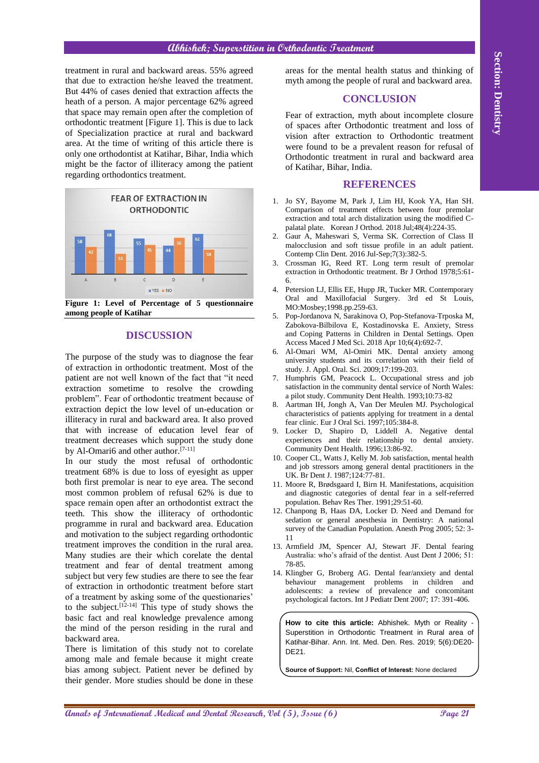treatment in rural and backward areas. 55% agreed that due to extraction he/she leaved the treatment. But 44% of cases denied that extraction affects the heath of a person. A major percentage 62% agreed that space may remain open after the completion of orthodontic treatment [Figure 1]. This is due to lack of Specialization practice at rural and backward area. At the time of writing of this article there is only one orthodontist at Katihar, Bihar, India which might be the factor of illiteracy among the patient regarding orthodontics treatment.

FEAR OF EXTRACTION IN ORTHODONTIC

58 42 68 32 55 45 44 56 62 38

A B C D E

YES NO

**Figure 1: Level of Percentage of 5 questionnaire among people of Katihar**

## DISCUSSION

The purpose of the study was to diagnose the fear of extraction in orthodontic treatment. Most of the patient are not well known of the fact that "it need extraction sometime to resolve the crowding problem". Fear of orthodontic treatment because of extraction depict the low level of un-education or illiteracy in rural and backward area. It also proved that with increase of education level fear of treatment decreases which support the study done by Al-Omari6 and other author.[7-11]

In our study the most refusal of orthodontic treatment 68% is due to loss of eyesight as upper both first premolar is near to eye area. The second most common problem of refusal 62% is due to space remain open after an orthodontist extract the teeth. This show the illiteracy of orthodontic programme in rural and backward area. Education and motivation to the subject regarding orthodontic treatment improves the condition in the rural area. Many studies are their which corelate the dental treatment and fear of dental treatment among subject but very few studies are there to see the fear of extraction in orthodontic treatment before start of a treatment by asking some of the questionaries' to the subject.[12-14] This type of study shows the basic fact and real knowledge prevalence among the mind of the person residing in the rural and backward area.

There is limitation of this study not to corelate among male and female because it might create bias among subject. Patient never be defined by their gender. More studies should be done in these areas for the mental health status and thinking of myth among the people of rural and backward area.

## CONCLUSION

Fear of extraction, myth about incomplete closure of spaces after Orthodontic treatment and loss of vision after extraction to Orthodontic treatment were found to be a prevalent reason for refusal of Orthodontic treatment in rural and backward area of Katihar, Bihar, India.

## REFERENCES

1. Jo SY, Bayome M, Park J, Lim HJ, Kook YA, Han SH. Comparison of treatment effects between four premolar extraction and total arch distalization using the modified C-palatal plate. Korean J Orthod. 2018 Jul;48(4):224-35.
2. Gaur A, Maheswari S, Verma SK. Correction of Class II malocclusion and soft tissue profile in an adult patient. Contemp Clin Dent. 2016 Jul-Sep;7(3):382-5.
3. Crossman IG, Reed RT. Long term result of premolar extraction in Orthodontic treatment. Br J Orthod 1978;5:61-6.
4. Peterson LJ, Ellis EE, Hupp JR, Tucker MR. Contemporary Oral and Maxillofacial Surgery. 3rd ed St Louis, MO:Mosbey;1998.pp.259-63.
5. Pop-Jordanova N, Sarakinova O, Pop-Stefanova-Trposka M, Zabokova-Bilbilova E, Kostadinovska E. Anxiety, Stress and Coping Patterns in Children in Dental Settings. Open Access Maced J Med Sci. 2018 Apr 10;6(4):692-7.
6. Al-Omari WM, Al-Omiri MK. Dental anxiety among university students and its correlation with their field of study. J. Appl. Oral. Sci. 2009;17:199-203.
7. Humphris GM, Peacock L. Occupational stress and job satisfaction in the community dental service of North Wales: a pilot study. Community Dent Health. 1993;10:73-82
8. Aartman IH, Jongh A, Van Der Meulen MJ. Psychological characteristics of patients applying for treatment in a dental fear clinic. Eur J Oral Sci. 1997;105:384-8.
9. Locker D, Shapiro D, Liddell A. Negative dental experiences and their relationship to dental anxiety. Community Dent Health. 1996;13:86-92.
10. Cooper CL, Watts J, Kelly M. Job satisfaction, mental health and job stressors among general dental practitioners in the UK. Br Dent J. 1987;124:77-81.
11. Moore R, Brødsgaard I, Birn H. Manifestations, acquisition and diagnostic categories of dental fear in a self-referred population. Behav Res Ther. 1991;29:51-60.
12. Chanpong B, Haas DA, Locker D. Need and Demand for sedation or general anesthesia in Dentistry: A national survey of the Canadian Population. Anesth Prog 2005; 52: 3-11
13. Armfield JM, Spencer AJ, Stewart JF. Dental fearing Australia: who's afraid of the dentist. Aust Dent J 2006; 51: 78-85.
14. Klingber G, Broberg AG. Dental fear/anxiety and dental behaviour management problems in children and adolescents: a review of prevalence and concomitant psychological factors. Int J Pediatr Dent 2007; 17: 391-406.

**How to cite this article:** Abhishek. Myth or Reality - Superstition in Orthodontic Treatment in Rural area of Katihar-Bihar. Ann. Int. Med. Den. Res. 2019; 5(6):DE20-DE21.

**Source of Support:** Nil, **Conflict of Interest:** None declared